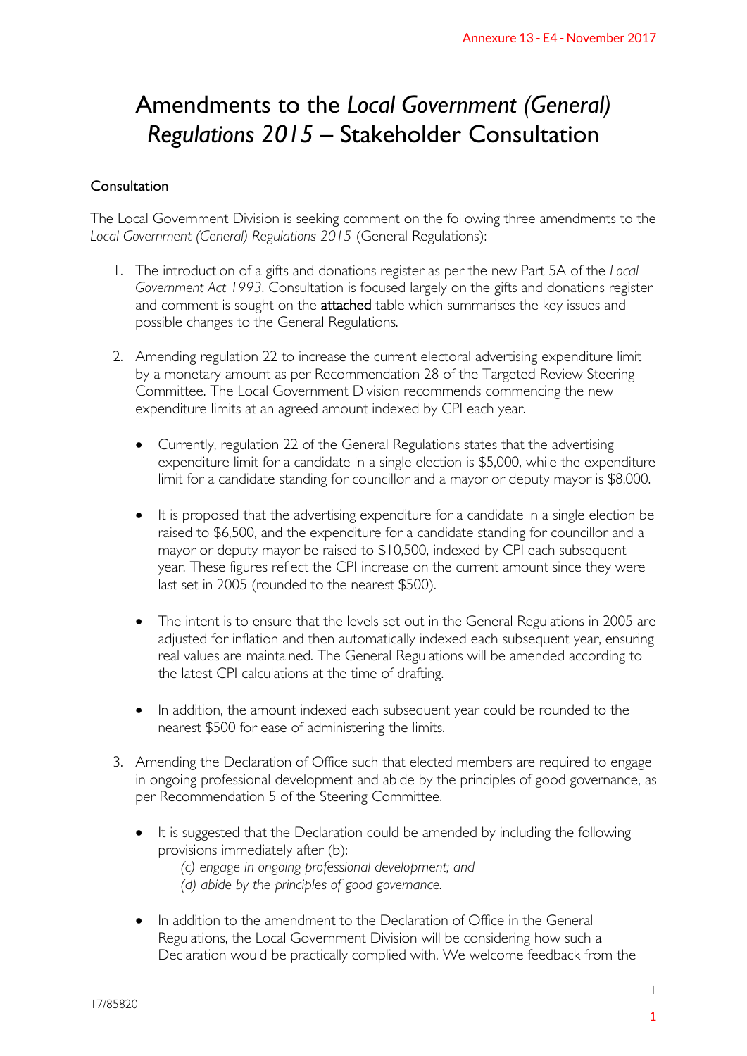# Amendments to the *Local Government (General) Regulations 2015* – Stakeholder Consultation

### Consultation

The Local Government Division is seeking comment on the following three amendments to the *Local Government (General) Regulations 2015* (General Regulations):

1. The introduction of a gifts and donations register as per the new Part 5A of the *Local Government Act 1993*. Consultation is focused largely on the gifts and donations register and comment is sought on the **attached** table which summarises the key issues and possible changes to the General Regulations.

2. Amending regulation 22 to increase the current electoral advertising expenditure limit by a monetary amount as per Recommendation 28 of the Targeted Review Steering Committee. The Local Government Division recommends commencing the new expenditure limits at an agreed amount indexed by CPI each year.

   - Currently, regulation 22 of the General Regulations states that the advertising expenditure limit for a candidate in a single election is $5,000, while the expenditure limit for a candidate standing for councillor and a mayor or deputy mayor is $8,000.

   - It is proposed that the advertising expenditure for a candidate in a single election be raised to $6,500, and the expenditure for a candidate standing for councillor and a mayor or deputy mayor be raised to $10,500, indexed by CPI each subsequent year. These figures reflect the CPI increase on the current amount since they were last set in 2005 (rounded to the nearest $500).

   - The intent is to ensure that the levels set out in the General Regulations in 2005 are adjusted for inflation and then automatically indexed each subsequent year, ensuring real values are maintained. The General Regulations will be amended according to the latest CPI calculations at the time of drafting.

   - In addition, the amount indexed each subsequent year could be rounded to the nearest $500 for ease of administering the limits.

3. Amending the Declaration of Office such that elected members are required to engage in ongoing professional development and abide by the principles of good governance, as per Recommendation 5 of the Steering Committee.

   - It is suggested that the Declaration could be amended by including the following provisions immediately after (b):
     *(c) engage in ongoing professional development; and*
     *(d) abide by the principles of good governance.*

   - In addition to the amendment to the Declaration of Office in the General Regulations, the Local Government Division will be considering how such a Declaration would be practically complied with. We welcome feedback from the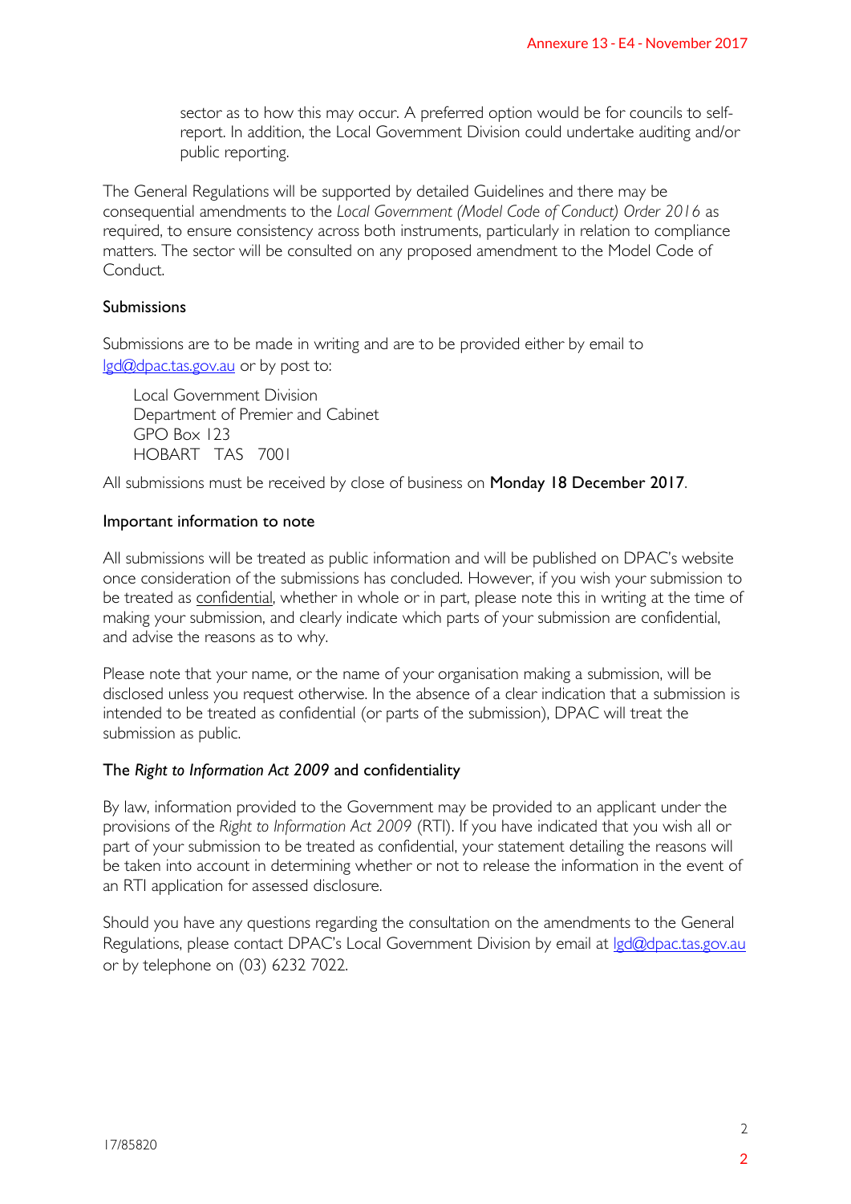sector as to how this may occur. A preferred option would be for councils to self-report. In addition, the Local Government Division could undertake auditing and/or public reporting.

The General Regulations will be supported by detailed Guidelines and there may be consequential amendments to the *Local Government (Model Code of Conduct) Order 2016* as required, to ensure consistency across both instruments, particularly in relation to compliance matters. The sector will be consulted on any proposed amendment to the Model Code of Conduct.

## Submissions

Submissions are to be made in writing and are to be provided either by email to lgd@dpac.tas.gov.au or by post to:

Local Government Division
Department of Premier and Cabinet
GPO Box 123
HOBART TAS 7001

All submissions must be received by close of business on **Monday 18 December 2017**.

## Important information to note

All submissions will be treated as public information and will be published on DPAC's website once consideration of the submissions has concluded. However, if you wish your submission to be treated as confidential, whether in whole or in part, please note this in writing at the time of making your submission, and clearly indicate which parts of your submission are confidential, and advise the reasons as to why.

Please note that your name, or the name of your organisation making a submission, will be disclosed unless you request otherwise. In the absence of a clear indication that a submission is intended to be treated as confidential (or parts of the submission), DPAC will treat the submission as public.

## The *Right to Information Act 2009* and confidentiality

By law, information provided to the Government may be provided to an applicant under the provisions of the *Right to Information Act 2009* (RTI). If you have indicated that you wish all or part of your submission to be treated as confidential, your statement detailing the reasons will be taken into account in determining whether or not to release the information in the event of an RTI application for assessed disclosure.

Should you have any questions regarding the consultation on the amendments to the General Regulations, please contact DPAC's Local Government Division by email at lgd@dpac.tas.gov.au or by telephone on (03) 6232 7022.

17/85820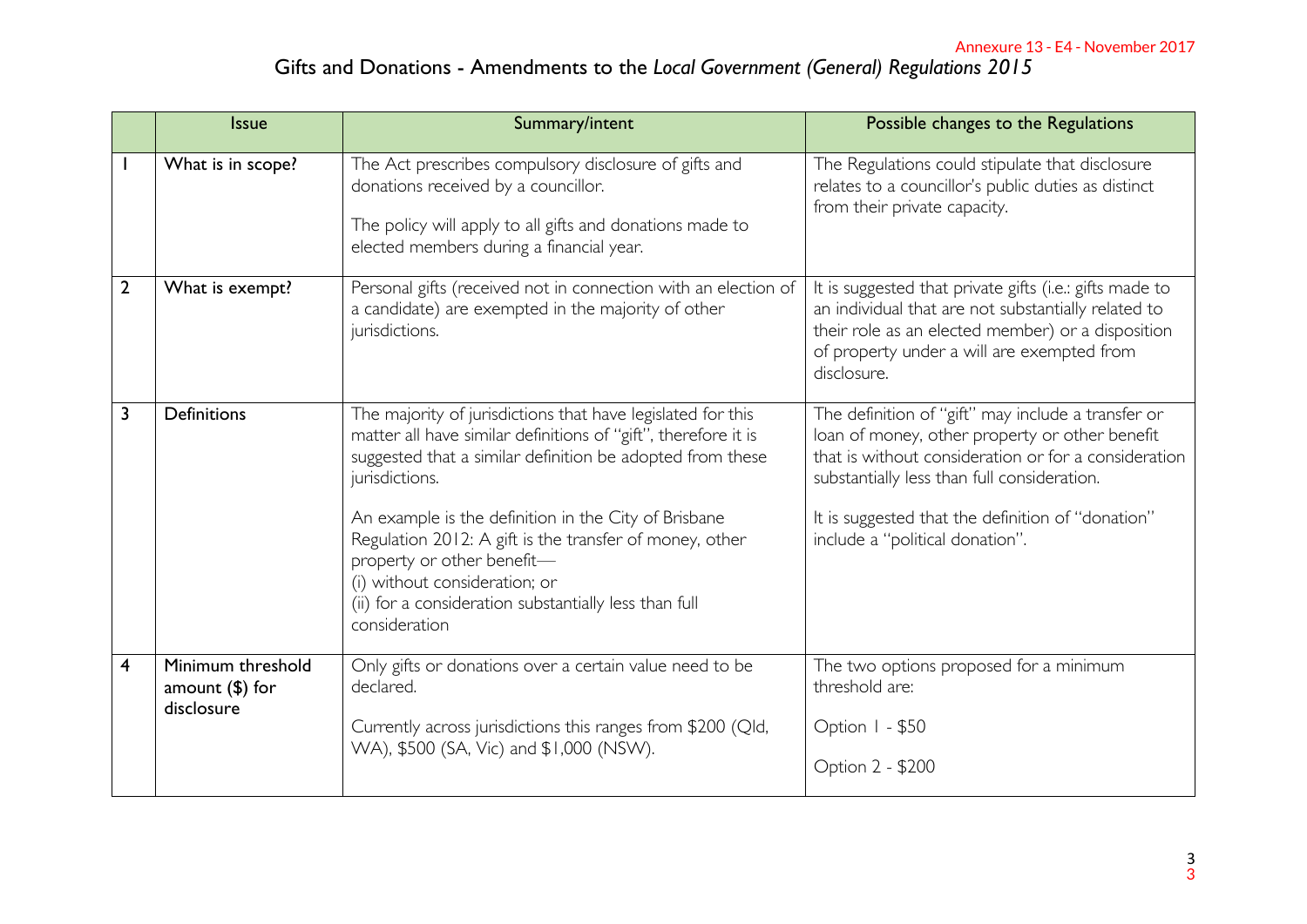# Gifts and Donations - Amendments to the *Local Government (General) Regulations 2015*

| | Issue | Summary/intent | Possible changes to the Regulations |
|---|---|---|---|
| 1 | What is in scope? | The Act prescribes compulsory disclosure of gifts and donations received by a councillor.<br><br>The policy will apply to all gifts and donations made to elected members during a financial year. | The Regulations could stipulate that disclosure relates to a councillor's public duties as distinct from their private capacity. |
| 2 | What is exempt? | Personal gifts (received not in connection with an election of a candidate) are exempted in the majority of other jurisdictions. | It is suggested that private gifts (i.e.: gifts made to an individual that are not substantially related to their role as an elected member) or a disposition of property under a will are exempted from disclosure. |
| 3 | Definitions | The majority of jurisdictions that have legislated for this matter all have similar definitions of "gift", therefore it is suggested that a similar definition be adopted from these jurisdictions.<br><br>An example is the definition in the City of Brisbane Regulation 2012: A gift is the transfer of money, other property or other benefit—<br>(i) without consideration; or<br>(ii) for a consideration substantially less than full consideration | The definition of "gift" may include a transfer or loan of money, other property or other benefit that is without consideration or for a consideration substantially less than full consideration.<br><br>It is suggested that the definition of "donation" include a "political donation". |
| 4 | Minimum threshold amount ($) for disclosure | Only gifts or donations over a certain value need to be declared.<br><br>Currently across jurisdictions this ranges from $200 (Qld, WA), $500 (SA, Vic) and $1,000 (NSW). | The two options proposed for a minimum threshold are:<br><br>Option 1 - $50<br><br>Option 2 - $200 |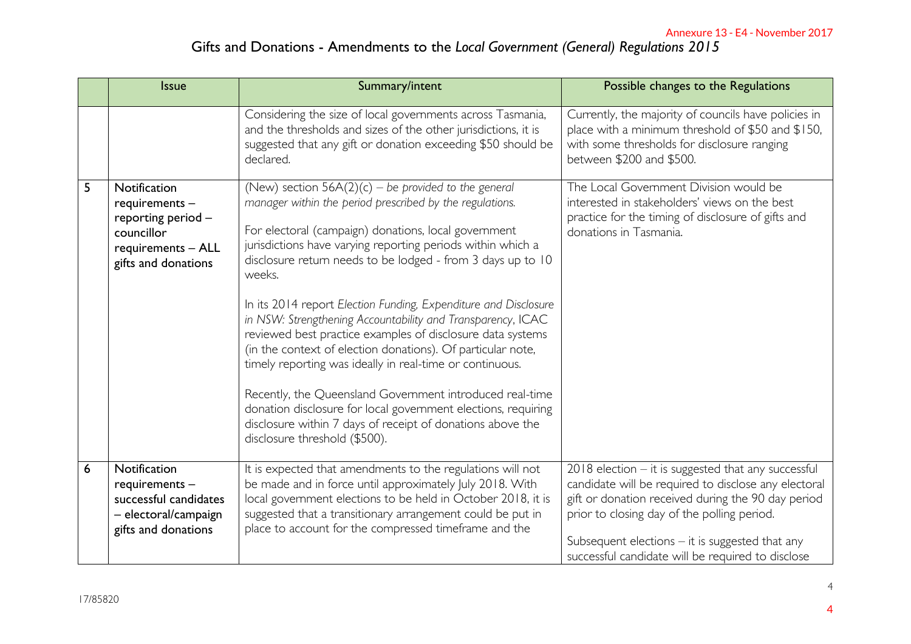Annexure 13 - E4 - November 2017

# Gifts and Donations - Amendments to the *Local Government (General) Regulations 2015*

| | Issue | Summary/intent | Possible changes to the Regulations |
|---|---|---|---|
| | | Considering the size of local governments across Tasmania, and the thresholds and sizes of the other jurisdictions, it is suggested that any gift or donation exceeding $50 should be declared. | Currently, the majority of councils have policies in place with a minimum threshold of $50 and $150, with some thresholds for disclosure ranging between $200 and $500. |
| 5 | Notification requirements – reporting period – councillor requirements – ALL gifts and donations | (New) section 56A(2)(c) – *be provided to the general manager within the period prescribed by the regulations.*<br><br>For electoral (campaign) donations, local government jurisdictions have varying reporting periods within which a disclosure return needs to be lodged - from 3 days up to 10 weeks.<br><br>In its 2014 report *Election Funding, Expenditure and Disclosure in NSW: Strengthening Accountability and Transparency*, ICAC reviewed best practice examples of disclosure data systems (in the context of election donations). Of particular note, timely reporting was ideally in real-time or continuous.<br><br>Recently, the Queensland Government introduced real-time donation disclosure for local government elections, requiring disclosure within 7 days of receipt of donations above the disclosure threshold ($500). | The Local Government Division would be interested in stakeholders' views on the best practice for the timing of disclosure of gifts and donations in Tasmania. |
| 6 | Notification requirements – successful candidates – electoral/campaign gifts and donations | It is expected that amendments to the regulations will not be made and in force until approximately July 2018. With local government elections to be held in October 2018, it is suggested that a transitionary arrangement could be put in place to account for the compressed timeframe and the | 2018 election – it is suggested that any successful candidate will be required to disclose any electoral gift or donation received during the 90 day period prior to closing day of the polling period.<br><br>Subsequent elections – it is suggested that any successful candidate will be required to disclose |

17/85820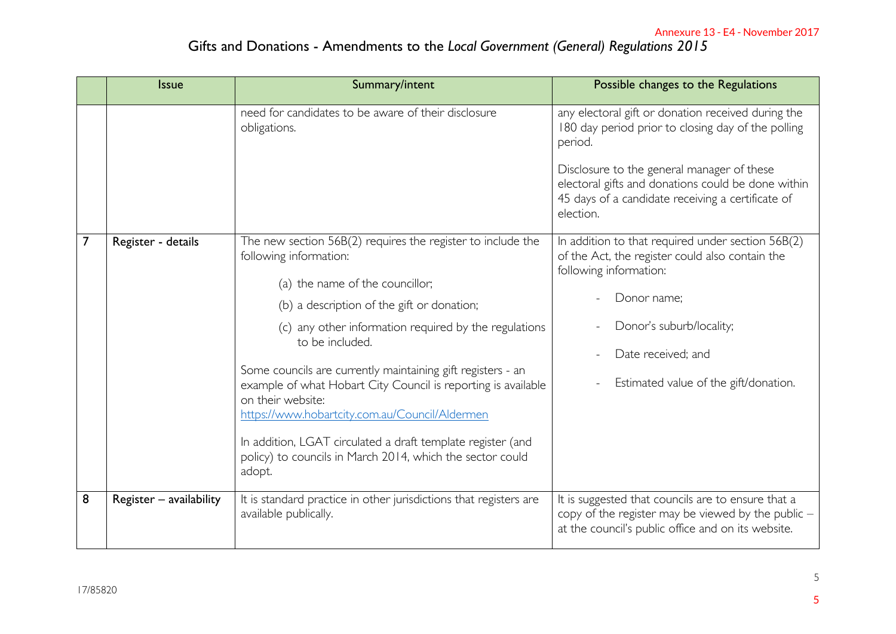# Gifts and Donations - Amendments to the *Local Government (General) Regulations 2015*

| | Issue | Summary/intent | Possible changes to the Regulations |
|---|---|---|---|
| | | need for candidates to be aware of their disclosure obligations. | any electoral gift or donation received during the 180 day period prior to closing day of the polling period.<br><br>Disclosure to the general manager of these electoral gifts and donations could be done within 45 days of a candidate receiving a certificate of election. |
| 7 | Register - details | The new section 56B(2) requires the register to include the following information:<br><br>(a) the name of the councillor;<br>(b) a description of the gift or donation;<br>(c) any other information required by the regulations to be included.<br><br>Some councils are currently maintaining gift registers - an example of what Hobart City Council is reporting is available on their website: [https://www.hobartcity.com.au/Council/Aldermen](https://www.hobartcity.com.au/Council/Aldermen)<br><br>In addition, LGAT circulated a draft template register (and policy) to councils in March 2014, which the sector could adopt. | In addition to that required under section 56B(2) of the Act, the register could also contain the following information:<br><br>- Donor name;<br>- Donor's suburb/locality;<br>- Date received; and<br>- Estimated value of the gift/donation. |
| 8 | Register – availability | It is standard practice in other jurisdictions that registers are available publically. | It is suggested that councils are to ensure that a copy of the register may be viewed by the public – at the council's public office and on its website. |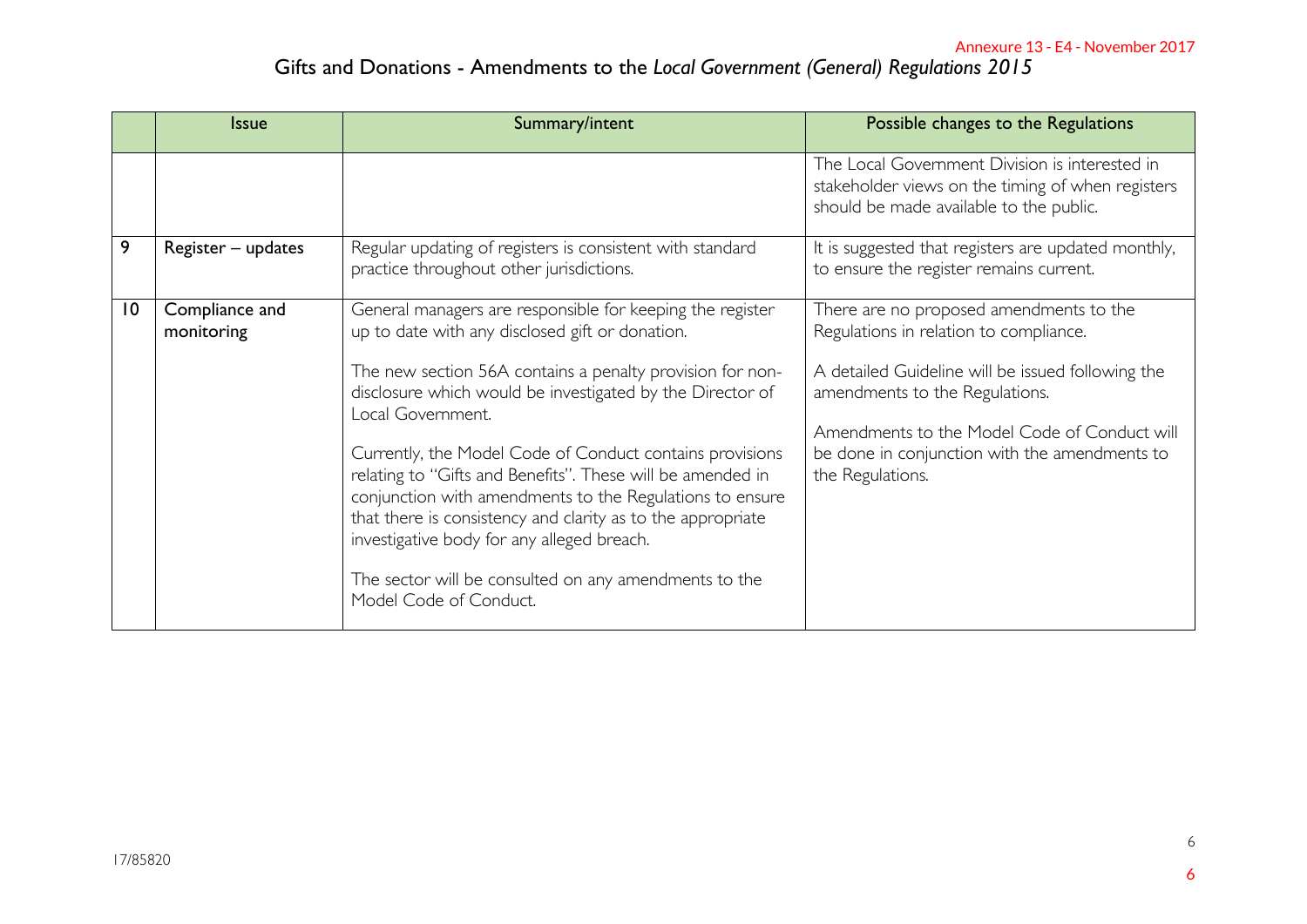# Gifts and Donations - Amendments to the *Local Government (General) Regulations 2015*

| | Issue | Summary/intent | Possible changes to the Regulations |
|---|---|---|---|
| | | | The Local Government Division is interested in stakeholder views on the timing of when registers should be made available to the public. |
| 9 | Register – updates | Regular updating of registers is consistent with standard practice throughout other jurisdictions. | It is suggested that registers are updated monthly, to ensure the register remains current. |
| 10 | Compliance and monitoring | General managers are responsible for keeping the register up to date with any disclosed gift or donation.<br><br>The new section 56A contains a penalty provision for non-disclosure which would be investigated by the Director of Local Government.<br><br>Currently, the Model Code of Conduct contains provisions relating to "Gifts and Benefits". These will be amended in conjunction with amendments to the Regulations to ensure that there is consistency and clarity as to the appropriate investigative body for any alleged breach.<br><br>The sector will be consulted on any amendments to the Model Code of Conduct. | There are no proposed amendments to the Regulations in relation to compliance.<br><br>A detailed Guideline will be issued following the amendments to the Regulations.<br><br>Amendments to the Model Code of Conduct will be done in conjunction with the amendments to the Regulations. |